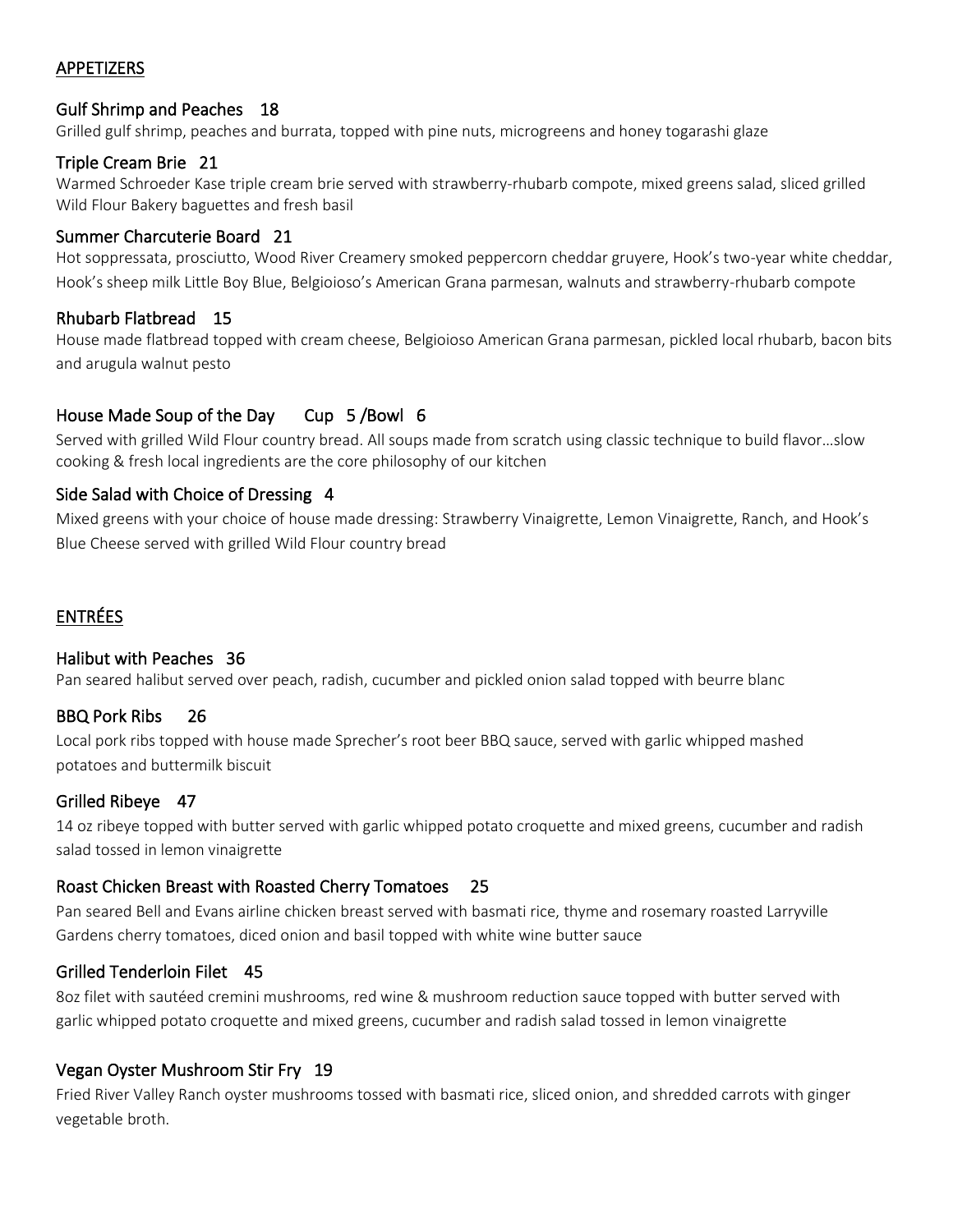## APPETIZERS

### Gulf Shrimp and Peaches 18

Grilled gulf shrimp, peaches and burrata, topped with pine nuts, microgreens and honey togarashi glaze

### Triple Cream Brie 21

Warmed Schroeder Kase triple cream brie served with strawberry-rhubarb compote, mixed greens salad, sliced grilled Wild Flour Bakery baguettes and fresh basil

### Summer Charcuterie Board 21

Hot soppressata, prosciutto, Wood River Creamery smoked peppercorn cheddar gruyere, Hook's two-year white cheddar, Hook's sheep milk Little Boy Blue, Belgioioso's American Grana parmesan, walnuts and strawberry-rhubarb compote

### Rhubarb Flatbread 15

House made flatbread topped with cream cheese, Belgioioso American Grana parmesan, pickled local rhubarb, bacon bits and arugula walnut pesto

### House Made Soup of the Day Cup 5 /Bowl 6

Served with grilled Wild Flour country bread. All soups made from scratch using classic technique to build flavor…slow cooking & fresh local ingredients are the core philosophy of our kitchen

### Side Salad with Choice of Dressing 4

Mixed greens with your choice of house made dressing: Strawberry Vinaigrette, Lemon Vinaigrette, Ranch, and Hook's Blue Cheese served with grilled Wild Flour country bread

## ENTRÉES

### Halibut with Peaches 36

Pan seared halibut served over peach, radish, cucumber and pickled onion salad topped with beurre blanc

### BBQ Pork Ribs 26

Local pork ribs topped with house made Sprecher's root beer BBQ sauce, served with garlic whipped mashed potatoes and buttermilk biscuit

### Grilled Ribeye 47

14 oz ribeye topped with butter served with garlic whipped potato croquette and mixed greens, cucumber and radish salad tossed in lemon vinaigrette

### Roast Chicken Breast with Roasted Cherry Tomatoes 25

Pan seared Bell and Evans airline chicken breast served with basmati rice, thyme and rosemary roasted Larryville Gardens cherry tomatoes, diced onion and basil topped with white wine butter sauce

### Grilled Tenderloin Filet 45

8oz filet with sautéed cremini mushrooms, red wine & mushroom reduction sauce topped with butter served with garlic whipped potato croquette and mixed greens, cucumber and radish salad tossed in lemon vinaigrette

### Vegan Oyster Mushroom Stir Fry 19

Fried River Valley Ranch oyster mushrooms tossed with basmati rice, sliced onion, and shredded carrots with ginger vegetable broth.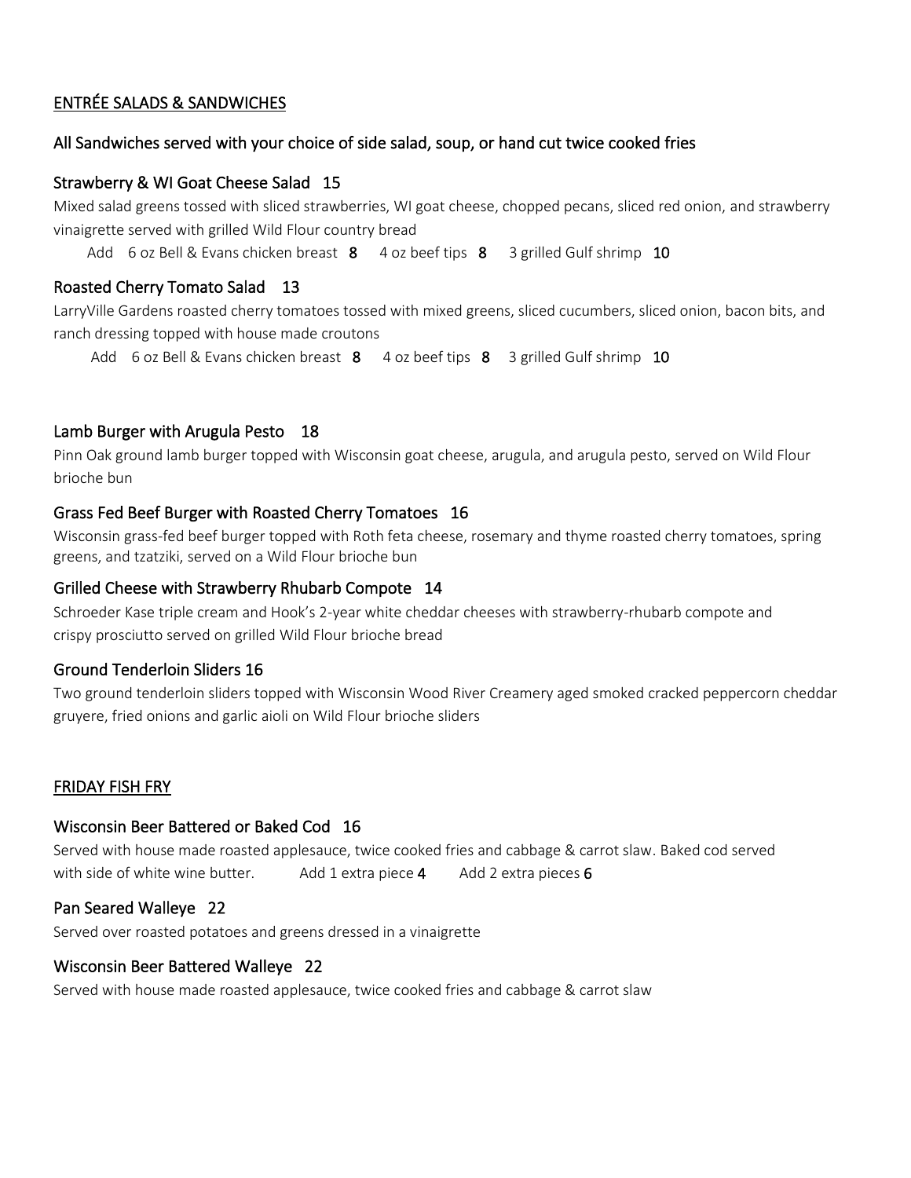## ENTRÉE SALADS & SANDWICHES

### All Sandwiches served with your choice of side salad, soup, or hand cut twice cooked fries

### Strawberry & WI Goat Cheese Salad 15

Mixed salad greens tossed with sliced strawberries, WI goat cheese, chopped pecans, sliced red onion, and strawberry vinaigrette served with grilled Wild Flour country bread

Add 6 oz Bell & Evans chicken breast **8** 4 oz beef tips **8** 3 grilled Gulf shrimp **10**

### Roasted Cherry Tomato Salad 13

LarryVille Gardens roasted cherry tomatoes tossed with mixed greens, sliced cucumbers, sliced onion, bacon bits, and ranch dressing topped with house made croutons

Add 6 oz Bell & Evans chicken breast **8** 4 oz beef tips **8** 3 grilled Gulf shrimp **10**

### Lamb Burger with Arugula Pesto 18

Pinn Oak ground lamb burger topped with Wisconsin goat cheese, arugula, and arugula pesto, served on Wild Flour brioche bun

### Grass Fed Beef Burger with Roasted Cherry Tomatoes 16

Wisconsin grass-fed beef burger topped with Roth feta cheese, rosemary and thyme roasted cherry tomatoes, spring greens, and tzatziki, served on a Wild Flour brioche bun

### Grilled Cheese with Strawberry Rhubarb Compote 14

Schroeder Kase triple cream and Hook's 2-year white cheddar cheeses with strawberry-rhubarb compote and crispy prosciutto served on grilled Wild Flour brioche bread

### Ground Tenderloin Sliders 16

Two ground tenderloin sliders topped with Wisconsin Wood River Creamery aged smoked cracked peppercorn cheddar gruyere, fried onions and garlic aioli on Wild Flour brioche sliders

## FRIDAY FISH FRY

### Wisconsin Beer Battered or Baked Cod 16

Served with house made roasted applesauce, twice cooked fries and cabbage & carrot slaw. Baked cod served with side of white wine butter. Add 1 extra piece **4** Add 2 extra pieces **6**

### Pan Seared Walleye 22

Served over roasted potatoes and greens dressed in a vinaigrette

### Wisconsin Beer Battered Walleye 22

Served with house made roasted applesauce, twice cooked fries and cabbage & carrot slaw